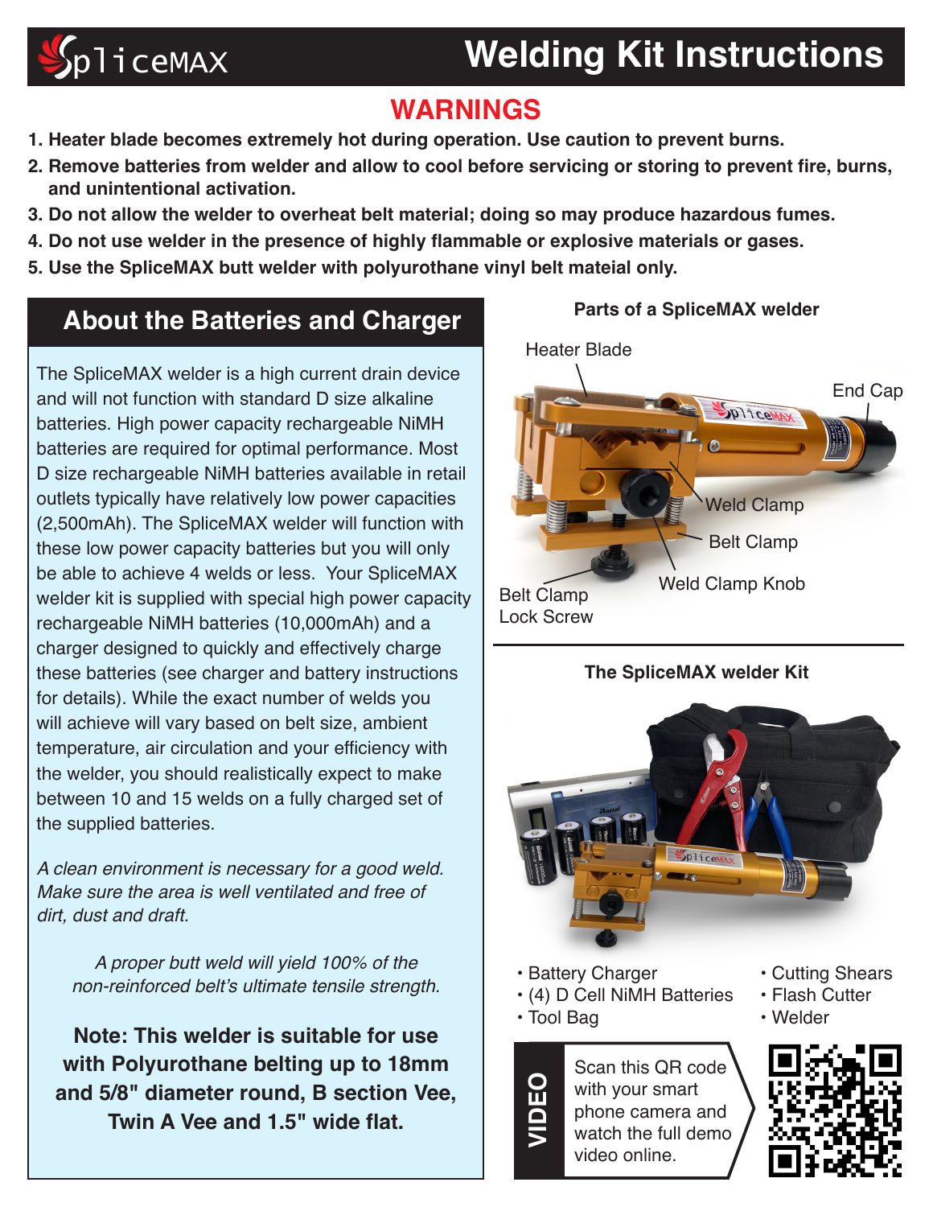# SpliceMAX Welding Kit Instructions

## WARNINGS

1. **Heater blade becomes extremely hot during operation. Use caution to prevent burns.**
2. **Remove batteries from welder and allow to cool before servicing or storing to prevent fire, burns, and unintentional activation.**
3. **Do not allow the welder to overheat belt material; doing so may produce hazardous fumes.**
4. **Do not use welder in the presence of highly flammable or explosive materials or gases.**
5. **Use the SpliceMAX butt welder with polyurothane vinyl belt mateial only.**

## About the Batteries and Charger

The SpliceMAX welder is a high current drain device and will not function with standard D size alkaline batteries. High power capacity rechargeable NiMH batteries are required for optimal performance. Most D size rechargeable NiMH batteries available in retail outlets typically have relatively low power capacities (2,500mAh). The SpliceMAX welder will function with these low power capacity batteries but you will only be able to achieve 4 welds or less. Your SpliceMAX welder kit is supplied with special high power capacity rechargeable NiMH batteries (10,000mAh) and a charger designed to quickly and effectively charge these batteries (see charger and battery instructions for details). While the exact number of welds you will achieve will vary based on belt size, ambient temperature, air circulation and your efficiency with the welder, you should realistically expect to make between 10 and 15 welds on a fully charged set of the supplied batteries.

*A clean environment is necessary for a good weld. Make sure the area is well ventilated and free of dirt, dust and draft.*

*A proper butt weld will yield 100% of the non-reinforced belt's ultimate tensile strength.*

**Note: This welder is suitable for use with Polyurothane belting up to 18mm and 5/8" diameter round, B section Vee, Twin A Vee and 1.5" wide flat.**

### Parts of a SpliceMAX welder

Heater Blade, End Cap, Weld Clamp, Belt Clamp, Weld Clamp Knob, Belt Clamp Lock Screw

### The SpliceMAX welder Kit

- Battery Charger
- (4) D Cell NiMH Batteries
- Tool Bag
- Cutting Shears
- Flash Cutter
- Welder

**VIDEO** — Scan this QR code with your smart phone camera and watch the full demo video online.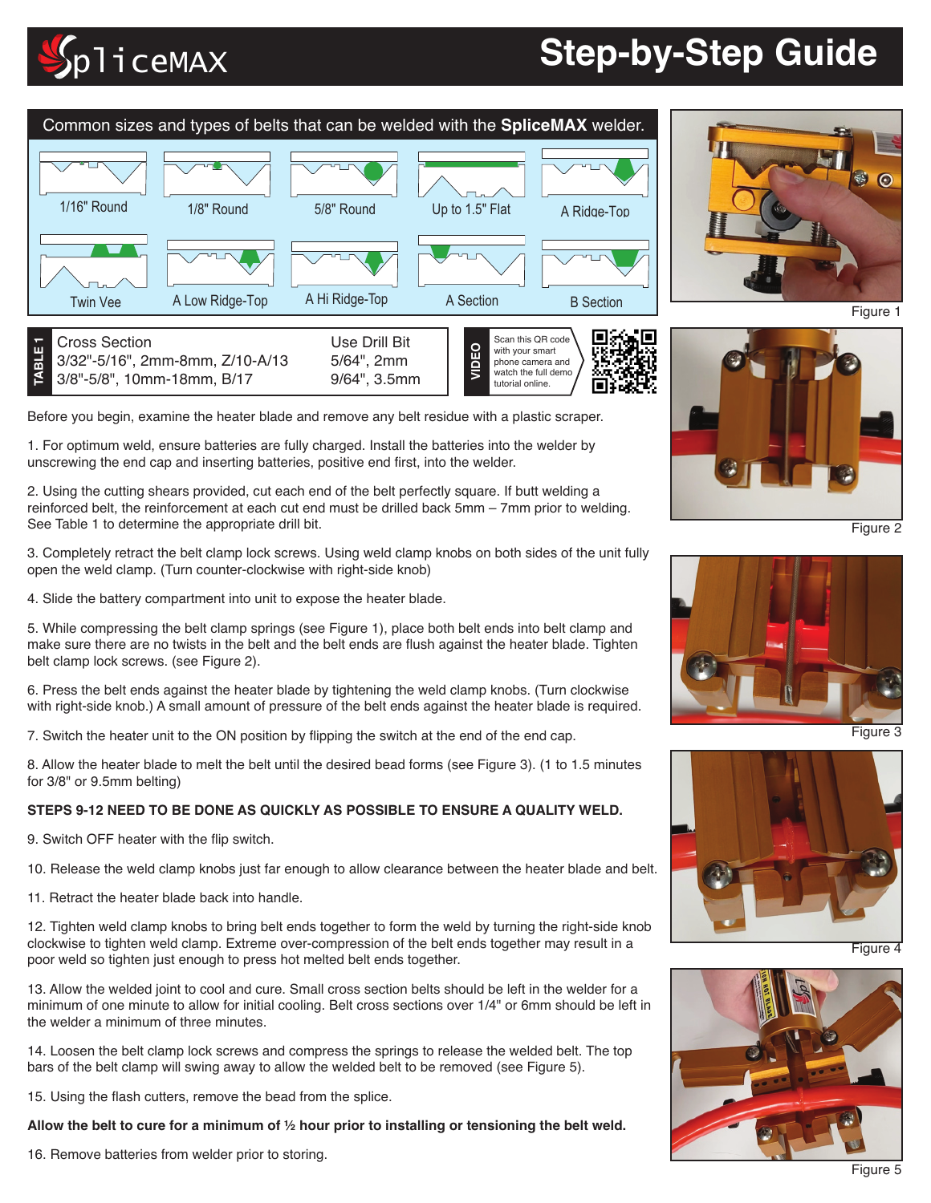# SpliceMAX

# Step-by-Step Guide

Common sizes and types of belts that can be welded with the **SpliceMAX** welder.

1/16" Round
1/8" Round
5/8" Round
Up to 1.5" Flat
A Ridge-Top
Twin Vee
A Low Ridge-Top
A Hi Ridge-Top
A Section
B Section

**TABLE 1**

| Cross Section | Use Drill Bit |
|---|---|
| 3/32"-5/16", 2mm-8mm, Z/10-A/13 | 5/64", 2mm |
| 3/8"-5/8", 10mm-18mm, B/17 | 9/64", 3.5mm |

**VIDEO** Scan this QR code with your smart phone camera and watch the full demo tutorial online.

Before you begin, examine the heater blade and remove any belt residue with a plastic scraper.

1. For optimum weld, ensure batteries are fully charged. Install the batteries into the welder by unscrewing the end cap and inserting batteries, positive end first, into the welder.

2. Using the cutting shears provided, cut each end of the belt perfectly square. If butt welding a reinforced belt, the reinforcement at each cut end must be drilled back 5mm – 7mm prior to welding. See Table 1 to determine the appropriate drill bit.

3. Completely retract the belt clamp lock screws. Using weld clamp knobs on both sides of the unit fully open the weld clamp. (Turn counter-clockwise with right-side knob)

4. Slide the battery compartment into unit to expose the heater blade.

5. While compressing the belt clamp springs (see Figure 1), place both belt ends into belt clamp and make sure there are no twists in the belt and the belt ends are flush against the heater blade. Tighten belt clamp lock screws. (see Figure 2).

6. Press the belt ends against the heater blade by tightening the weld clamp knobs. (Turn clockwise with right-side knob.) A small amount of pressure of the belt ends against the heater blade is required.

7. Switch the heater unit to the ON position by flipping the switch at the end of the end cap.

8. Allow the heater blade to melt the belt until the desired bead forms (see Figure 3). (1 to 1.5 minutes for 3/8" or 9.5mm belting)

**STEPS 9-12 NEED TO BE DONE AS QUICKLY AS POSSIBLE TO ENSURE A QUALITY WELD.**

9. Switch OFF heater with the flip switch.

10. Release the weld clamp knobs just far enough to allow clearance between the heater blade and belt.

11. Retract the heater blade back into handle.

12. Tighten weld clamp knobs to bring belt ends together to form the weld by turning the right-side knob clockwise to tighten weld clamp. Extreme over-compression of the belt ends together may result in a poor weld so tighten just enough to press hot melted belt ends together.

13. Allow the welded joint to cool and cure. Small cross section belts should be left in the welder for a minimum of one minute to allow for initial cooling. Belt cross sections over 1/4" or 6mm should be left in the welder a minimum of three minutes.

14. Loosen the belt clamp lock screws and compress the springs to release the welded belt. The top bars of the belt clamp will swing away to allow the welded belt to be removed (see Figure 5).

15. Using the flash cutters, remove the bead from the splice.

**Allow the belt to cure for a minimum of ½ hour prior to installing or tensioning the belt weld.**

16. Remove batteries from welder prior to storing.

Figure 1

Figure 2

Figure 3

Figure 4

Figure 5